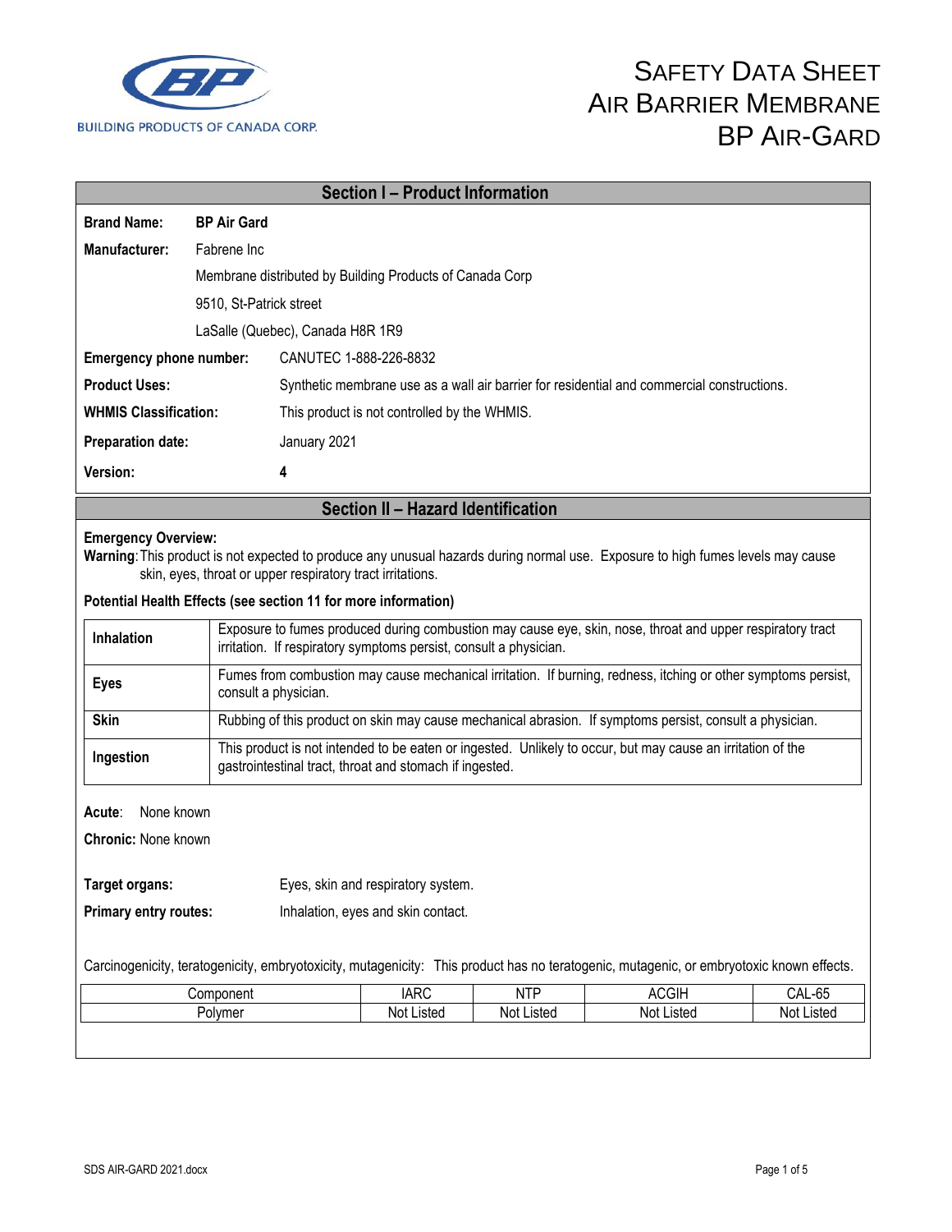BUILDING PRODUCTS OF CANADA CORP.

# SAFETY DATA SHEET AIR BARRIER MEMBRANE BP AIR-GARD

## Section I – Product Information

**Brand Name:** **BP Air Gard**

**Manufacturer:** Fabrene Inc

Membrane distributed by Building Products of Canada Corp

9510, St-Patrick street

LaSalle (Quebec), Canada H8R 1R9

**Emergency phone number:** CANUTEC 1-888-226-8832

**Product Uses:** Synthetic membrane use as a wall air barrier for residential and commercial constructions.

**WHMIS Classification:** This product is not controlled by the WHMIS.

**Preparation date:** January 2021

**Version:** **4**

## Section II – Hazard Identification

**Emergency Overview:**

**Warning**: This product is not expected to produce any unusual hazards during normal use. Exposure to high fumes levels may cause skin, eyes, throat or upper respiratory tract irritations.

**Potential Health Effects (see section 11 for more information)**

| | |
|---|---|
| **Inhalation** | Exposure to fumes produced during combustion may cause eye, skin, nose, throat and upper respiratory tract irritation. If respiratory symptoms persist, consult a physician. |
| **Eyes** | Fumes from combustion may cause mechanical irritation. If burning, redness, itching or other symptoms persist, consult a physician. |
| **Skin** | Rubbing of this product on skin may cause mechanical abrasion. If symptoms persist, consult a physician. |
| **Ingestion** | This product is not intended to be eaten or ingested. Unlikely to occur, but may cause an irritation of the gastrointestinal tract, throat and stomach if ingested. |

**Acute**: None known

**Chronic:** None known

**Target organs:** Eyes, skin and respiratory system.

**Primary entry routes:** Inhalation, eyes and skin contact.

Carcinogenicity, teratogenicity, embryotoxicity, mutagenicity: This product has no teratogenic, mutagenic, or embryotoxic known effects.

| Component | IARC | NTP | ACGIH | CAL-65 |
|---|---|---|---|---|
| Polymer | Not Listed | Not Listed | Not Listed | Not Listed |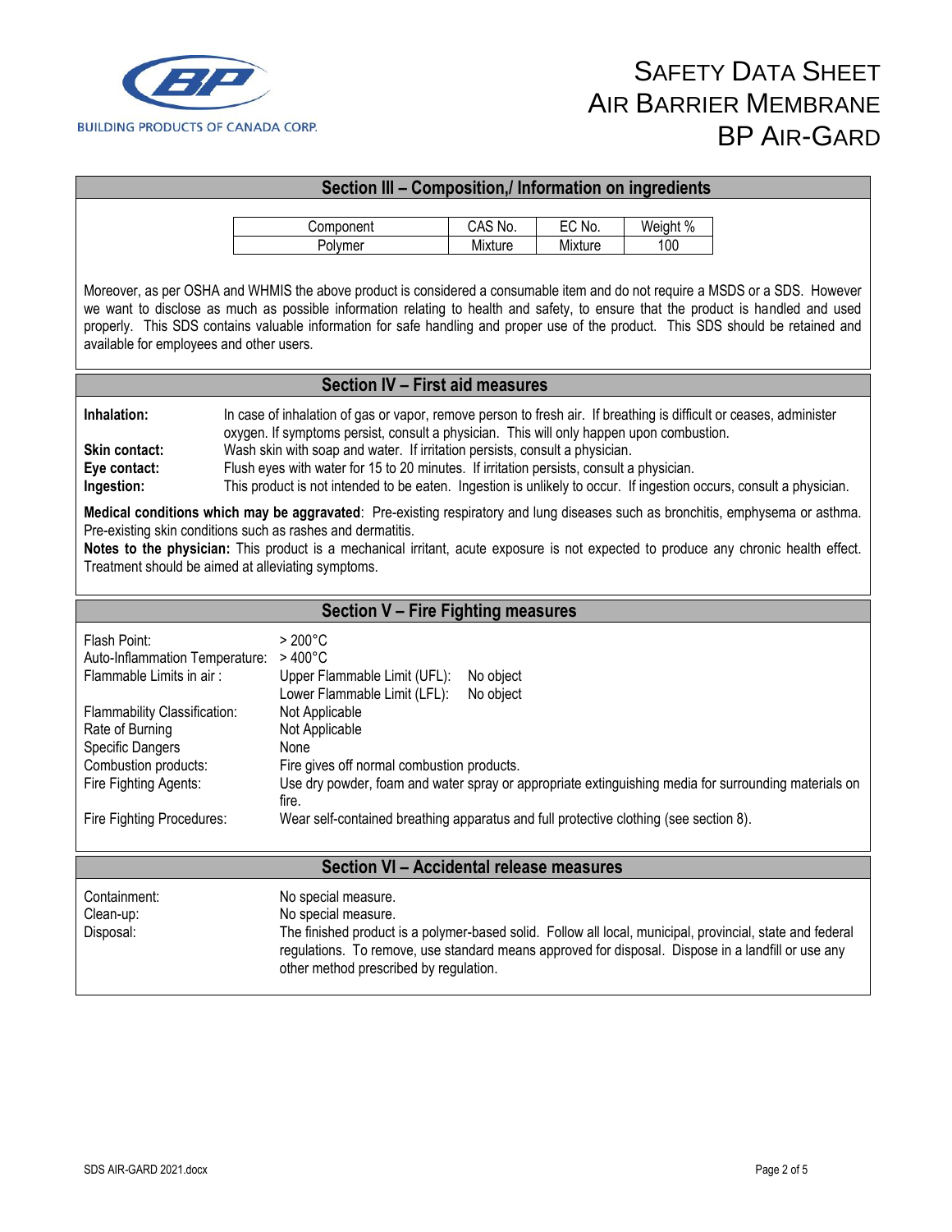## Section III – Composition,/ Information on ingredients

| Component | CAS No. | EC No. | Weight % |
|---|---|---|---|
| Polymer | Mixture | Mixture | 100 |

Moreover, as per OSHA and WHMIS the above product is considered a consumable item and do not require a MSDS or a SDS. However we want to disclose as much as possible information relating to health and safety, to ensure that the product is handled and used properly. This SDS contains valuable information for safe handling and proper use of the product. This SDS should be retained and available for employees and other users.

## Section IV – First aid measures

**Inhalation:** In case of inhalation of gas or vapor, remove person to fresh air. If breathing is difficult or ceases, administer oxygen. If symptoms persist, consult a physician. This will only happen upon combustion.

**Skin contact:** Wash skin with soap and water. If irritation persists, consult a physician.

**Eye contact:** Flush eyes with water for 15 to 20 minutes. If irritation persists, consult a physician.

**Ingestion:** This product is not intended to be eaten. Ingestion is unlikely to occur. If ingestion occurs, consult a physician.

**Medical conditions which may be aggravated**: Pre-existing respiratory and lung diseases such as bronchitis, emphysema or asthma. Pre-existing skin conditions such as rashes and dermatitis.

**Notes to the physician:** This product is a mechanical irritant, acute exposure is not expected to produce any chronic health effect. Treatment should be aimed at alleviating symptoms.

## Section V – Fire Fighting measures

| | |
|---|---|
| Flash Point: | > 200°C |
| Auto-Inflammation Temperature: | > 400°C |
| Flammable Limits in air : | Upper Flammable Limit (UFL): No object<br>Lower Flammable Limit (LFL): No object |
| Flammability Classification: | Not Applicable |
| Rate of Burning | Not Applicable |
| Specific Dangers | None |
| Combustion products: | Fire gives off normal combustion products. |
| Fire Fighting Agents: | Use dry powder, foam and water spray or appropriate extinguishing media for surrounding materials on fire. |
| Fire Fighting Procedures: | Wear self-contained breathing apparatus and full protective clothing (see section 8). |

## Section VI – Accidental release measures

| | |
|---|---|
| Containment: | No special measure. |
| Clean-up: | No special measure. |
| Disposal: | The finished product is a polymer-based solid. Follow all local, municipal, provincial, state and federal regulations. To remove, use standard means approved for disposal. Dispose in a landfill or use any other method prescribed by regulation. |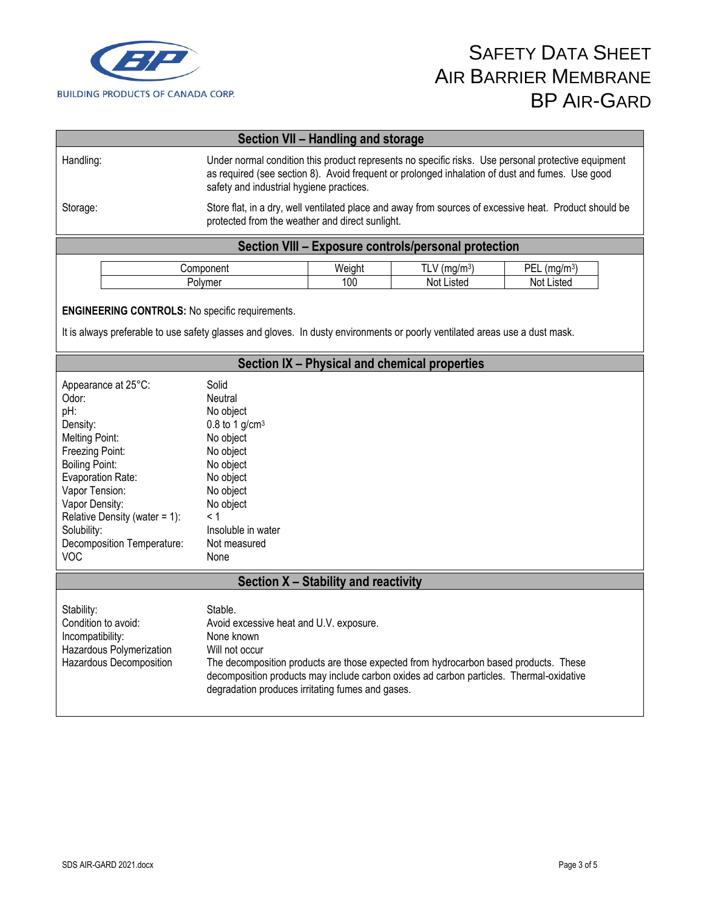# SAFETY DATA SHEET AIR BARRIER MEMBRANE BP AIR-GARD

## Section VII – Handling and storage

| | |
|---|---|
| Handling: | Under normal condition this product represents no specific risks. Use personal protective equipment as required (see section 8). Avoid frequent or prolonged inhalation of dust and fumes. Use good safety and industrial hygiene practices. |
| Storage: | Store flat, in a dry, well ventilated place and away from sources of excessive heat. Product should be protected from the weather and direct sunlight. |

## Section VIII – Exposure controls/personal protection

| Component | Weight | TLV ($mg/m^3$) | PEL ($mg/m^3$) |
|---|---|---|---|
| Polymer | 100 | Not Listed | Not Listed |

**ENGINEERING CONTROLS:** No specific requirements.

It is always preferable to use safety glasses and gloves. In dusty environments or poorly ventilated areas use a dust mask.

## Section IX – Physical and chemical properties

| | |
|---|---|
| Appearance at 25°C: | Solid |
| Odor: | Neutral |
| pH: | No object |
| Density: | 0.8 to 1 $g/cm^3$ |
| Melting Point: | No object |
| Freezing Point: | No object |
| Boiling Point: | No object |
| Evaporation Rate: | No object |
| Vapor Tension: | No object |
| Vapor Density: | No object |
| Relative Density (water = 1): | < 1 |
| Solubility: | Insoluble in water |
| Decomposition Temperature: | Not measured |
| VOC | None |

## Section X – Stability and reactivity

| | |
|---|---|
| Stability: | Stable. |
| Condition to avoid: | Avoid excessive heat and U.V. exposure. |
| Incompatibility: | None known |
| Hazardous Polymerization | Will not occur |
| Hazardous Decomposition | The decomposition products are those expected from hydrocarbon based products. These decomposition products may include carbon oxides ad carbon particles. Thermal-oxidative degradation produces irritating fumes and gases. |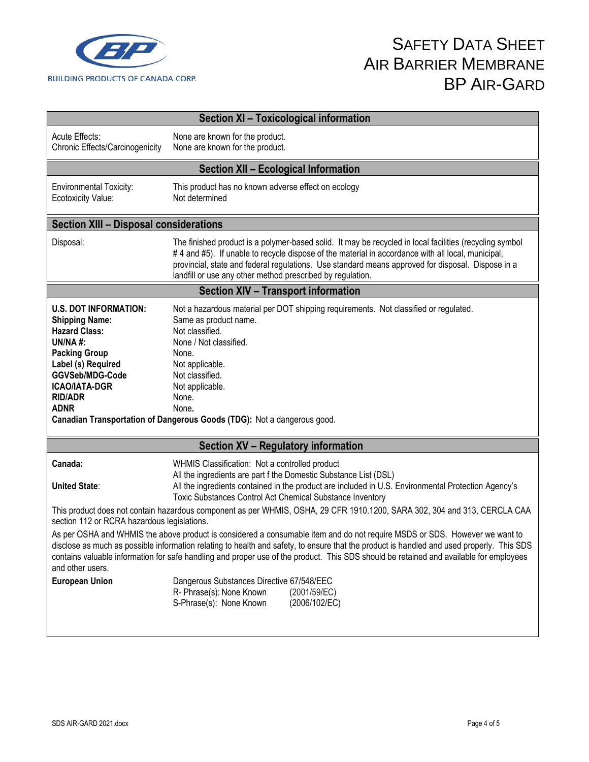# SAFETY DATA SHEET
# AIR BARRIER MEMBRANE
# BP AIR-GARD

BUILDING PRODUCTS OF CANADA CORP.

## Section XI – Toxicological information

| | |
|---|---|
| Acute Effects: | None are known for the product. |
| Chronic Effects/Carcinogenicity | None are known for the product. |

## Section XII – Ecological Information

| | |
|---|---|
| Environmental Toxicity: | This product has no known adverse effect on ecology |
| Ecotoxicity Value: | Not determined |

## Section XIII – Disposal considerations

| | |
|---|---|
| Disposal: | The finished product is a polymer-based solid. It may be recycled in local facilities (recycling symbol # 4 and #5). If unable to recycle dispose of the material in accordance with all local, municipal, provincial, state and federal regulations. Use standard means approved for disposal. Dispose in a landfill or use any other method prescribed by regulation. |

## Section XIV – Transport information

| | |
|---|---|
| **U.S. DOT INFORMATION:** | Not a hazardous material per DOT shipping requirements. Not classified or regulated. |
| **Shipping Name:** | Same as product name. |
| **Hazard Class:** | Not classified. |
| **UN/NA #:** | None / Not classified. |
| **Packing Group** | None. |
| **Label (s) Required** | Not applicable. |
| **GGVSeb/MDG-Code** | Not classified. |
| **ICAO/IATA-DGR** | Not applicable. |
| **RID/ADR** | None. |
| **ADNR** | None. |

**Canadian Transportation of Dangerous Goods (TDG):** Not a dangerous good.

## Section XV – Regulatory information

| | |
|---|---|
| **Canada:** | WHMIS Classification: Not a controlled product<br>All the ingredients are part f the Domestic Substance List (DSL) |
| **United State**: | All the ingredients contained in the product are included in U.S. Environmental Protection Agency's Toxic Substances Control Act Chemical Substance Inventory |

This product does not contain hazardous component as per WHMIS, OSHA, 29 CFR 1910.1200, SARA 302, 304 and 313, CERCLA CAA section 112 or RCRA hazardous legislations.

As per OSHA and WHMIS the above product is considered a consumable item and do not require MSDS or SDS. However we want to disclose as much as possible information relating to health and safety, to ensure that the product is handled and used properly. This SDS contains valuable information for safe handling and proper use of the product. This SDS should be retained and available for employees and other users.

| | | |
|---|---|---|
| **European Union** | Dangerous Substances Directive 67/548/EEC | |
| | R- Phrase(s): None Known | (2001/59/EC) |
| | S-Phrase(s): None Known | (2006/102/EC) |

SDS AIR-GARD 2021.docx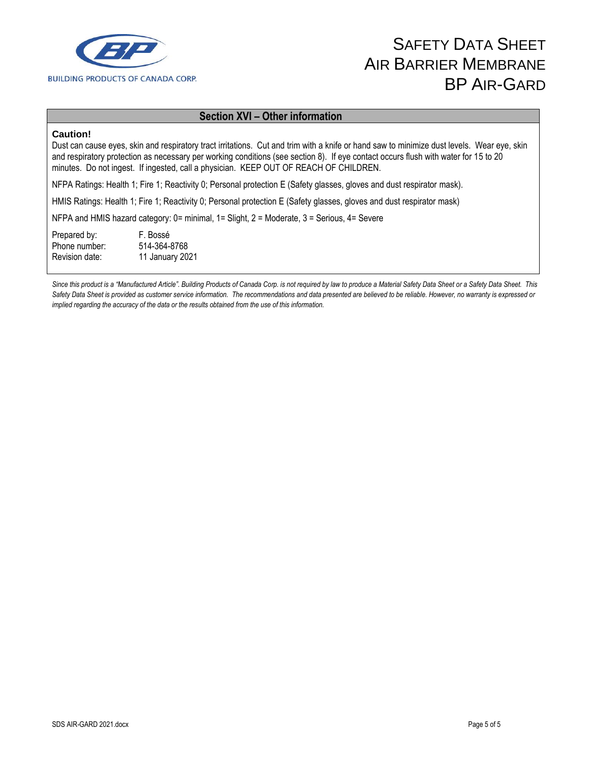## Section XVI – Other information

**Caution!**

Dust can cause eyes, skin and respiratory tract irritations. Cut and trim with a knife or hand saw to minimize dust levels. Wear eye, skin and respiratory protection as necessary per working conditions (see section 8). If eye contact occurs flush with water for 15 to 20 minutes. Do not ingest. If ingested, call a physician. KEEP OUT OF REACH OF CHILDREN.

NFPA Ratings: Health 1; Fire 1; Reactivity 0; Personal protection E (Safety glasses, gloves and dust respirator mask).

HMIS Ratings: Health 1; Fire 1; Reactivity 0; Personal protection E (Safety glasses, gloves and dust respirator mask)

NFPA and HMIS hazard category: 0= minimal, 1= Slight, 2 = Moderate, 3 = Serious, 4= Severe

| | |
|---|---|
| Prepared by: | F. Bossé |
| Phone number: | 514-364-8768 |
| Revision date: | 11 January 2021 |

*Since this product is a "Manufactured Article". Building Products of Canada Corp. is not required by law to produce a Material Safety Data Sheet or a Safety Data Sheet. This Safety Data Sheet is provided as customer service information. The recommendations and data presented are believed to be reliable. However, no warranty is expressed or implied regarding the accuracy of the data or the results obtained from the use of this information.*